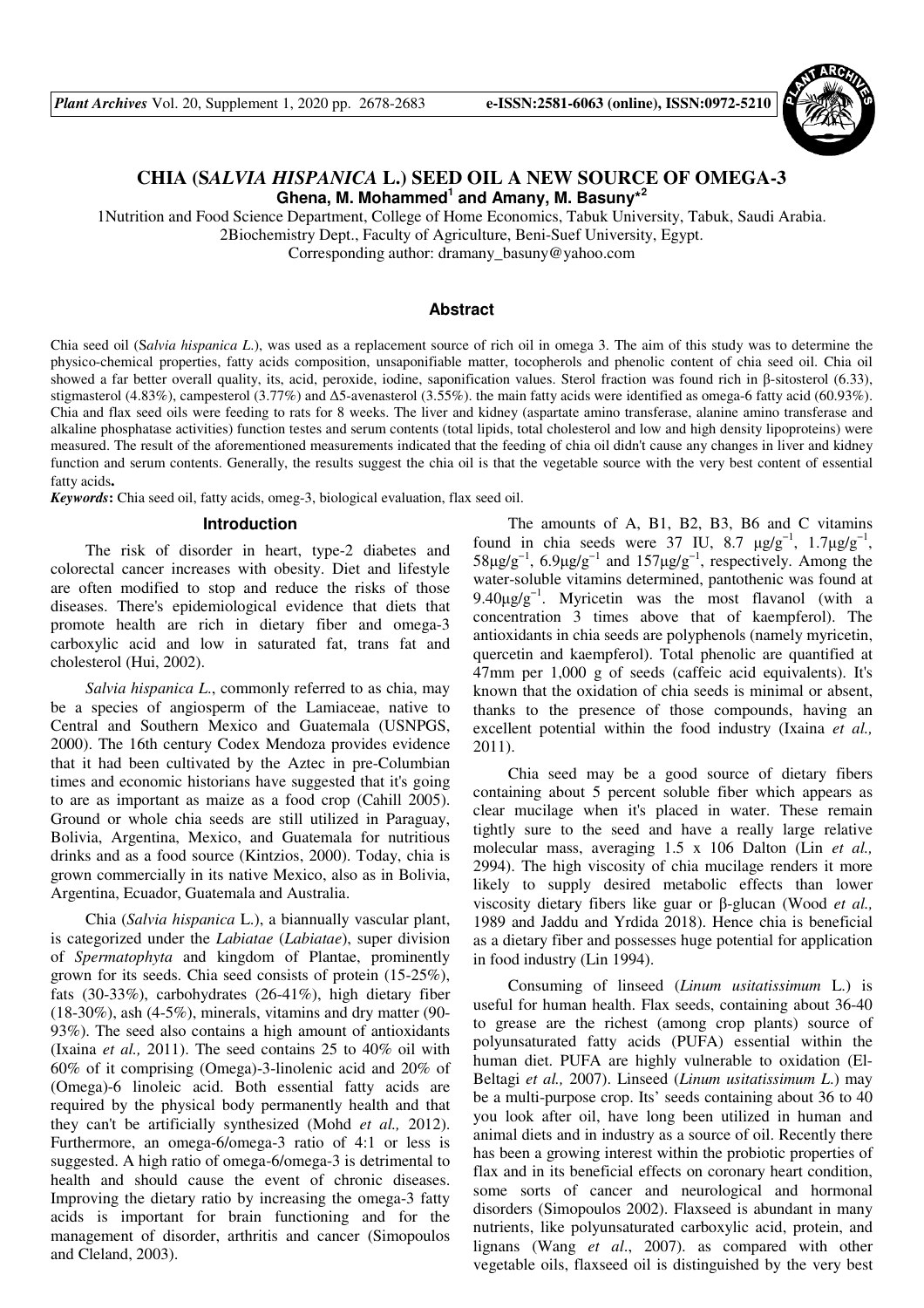# CHIA (*SALVIA HISPANICA* L.) SEED OIL A NEW SOURCE OF OMEGA-3

**Ghena, M. Mohammed[1] and Amany, M. Basuny*[2]**

1Nutrition and Food Science Department, College of Home Economics, Tabuk University, Tabuk, Saudi Arabia.
2Biochemistry Dept., Faculty of Agriculture, Beni-Suef University, Egypt.
Corresponding author: dramany_basuny@yahoo.com

## Abstract

Chia seed oil (S*alvia hispanica L.*), was used as a replacement source of rich oil in omega 3. The aim of this study was to determine the physico-chemical properties, fatty acids composition, unsaponifiable matter, tocopherols and phenolic content of chia seed oil. Chia oil showed a far better overall quality, its, acid, peroxide, iodine, saponification values. Sterol fraction was found rich in β-sitosterol (6.33), stigmasterol (4.83%), campesterol (3.77%) and Δ5-avenasterol (3.55%). the main fatty acids were identified as omega-6 fatty acid (60.93%). Chia and flax seed oils were feeding to rats for 8 weeks. The liver and kidney (aspartate amino transferase, alanine amino transferase and alkaline phosphatase activities) function testes and serum contents (total lipids, total cholesterol and low and high density lipoproteins) were measured. The result of the aforementioned measurements indicated that the feeding of chia oil didn't cause any changes in liver and kidney function and serum contents. Generally, the results suggest the chia oil is that the vegetable source with the very best content of essential fatty acids**.**

***Keywords*:** Chia seed oil, fatty acids, omeg-3, biological evaluation, flax seed oil.

## Introduction

The risk of disorder in heart, type-2 diabetes and colorectal cancer increases with obesity. Diet and lifestyle are often modified to stop and reduce the risks of those diseases. There's epidemiological evidence that diets that promote health are rich in dietary fiber and omega-3 carboxylic acid and low in saturated fat, trans fat and cholesterol (Hui, 2002).

*Salvia hispanica L.*, commonly referred to as chia, may be a species of angiosperm of the Lamiaceae, native to Central and Southern Mexico and Guatemala (USNPGS, 2000). The 16th century Codex Mendoza provides evidence that it had been cultivated by the Aztec in pre-Columbian times and economic historians have suggested that it's going to are as important as maize as a food crop (Cahill 2005). Ground or whole chia seeds are still utilized in Paraguay, Bolivia, Argentina, Mexico, and Guatemala for nutritious drinks and as a food source (Kintzios, 2000). Today, chia is grown commercially in its native Mexico, also as in Bolivia, Argentina, Ecuador, Guatemala and Australia.

Chia (*Salvia hispanica* L.), a biannually vascular plant, is categorized under the *Labiatae* (*Labiatae*), super division of *Spermatophyta* and kingdom of Plantae, prominently grown for its seeds. Chia seed consists of protein (15-25%), fats (30-33%), carbohydrates (26-41%), high dietary fiber (18-30%), ash (4-5%), minerals, vitamins and dry matter (90-93%). The seed also contains a high amount of antioxidants (Ixaina *et al.,* 2011). The seed contains 25 to 40% oil with 60% of it comprising (Omega)-3-linolenic acid and 20% of (Omega)-6 linoleic acid. Both essential fatty acids are required by the physical body permanently health and that they can't be artificially synthesized (Mohd *et al.,* 2012). Furthermore, an omega-6/omega-3 ratio of 4:1 or less is suggested. A high ratio of omega-6/omega-3 is detrimental to health and should cause the event of chronic diseases. Improving the dietary ratio by increasing the omega-3 fatty acids is important for brain functioning and for the management of disorder, arthritis and cancer (Simopoulos and Cleland, 2003).

The amounts of A, B1, B2, B3, B6 and C vitamins found in chia seeds were 37 IU, 8.7 $\mu g/g^{-1}$, $1.7\mu g/g^{-1}$, $58\mu g/g^{-1}$, $6.9\mu g/g^{-1}$ and $157\mu g/g^{-1}$, respectively. Among the water-soluble vitamins determined, pantothenic was found at $9.40\mu g/g^{-1}$. Myricetin was the most flavanol (with a concentration 3 times above that of kaempferol). The antioxidants in chia seeds are polyphenols (namely myricetin, quercetin and kaempferol). Total phenolic are quantified at 47mm per 1,000 g of seeds (caffeic acid equivalents). It's known that the oxidation of chia seeds is minimal or absent, thanks to the presence of those compounds, having an excellent potential within the food industry (Ixaina *et al.,* 2011).

Chia seed may be a good source of dietary fibers containing about 5 percent soluble fiber which appears as clear mucilage when it's placed in water. These remain tightly sure to the seed and have a really large relative molecular mass, averaging 1.5 x 106 Dalton (Lin *et al.,* 2994). The high viscosity of chia mucilage renders it more likely to supply desired metabolic effects than lower viscosity dietary fibers like guar or β-glucan (Wood *et al.,* 1989 and Jaddu and Yrdida 2018). Hence chia is beneficial as a dietary fiber and possesses huge potential for application in food industry (Lin 1994).

Consuming of linseed (*Linum usitatissimum* L.) is useful for human health. Flax seeds, containing about 36-40 to grease are the richest (among crop plants) source of polyunsaturated fatty acids (PUFA) essential within the human diet. PUFA are highly vulnerable to oxidation (El-Beltagi *et al.,* 2007). Linseed (*Linum usitatissimum L.*) may be a multi-purpose crop. Its' seeds containing about 36 to 40 you look after oil, have long been utilized in human and animal diets and in industry as a source of oil. Recently there has been a growing interest within the probiotic properties of flax and in its beneficial effects on coronary heart condition, some sorts of cancer and neurological and hormonal disorders (Simopoulos 2002). Flaxseed is abundant in many nutrients, like polyunsaturated carboxylic acid, protein, and lignans (Wang *et al*., 2007). as compared with other vegetable oils, flaxseed oil is distinguished by the very best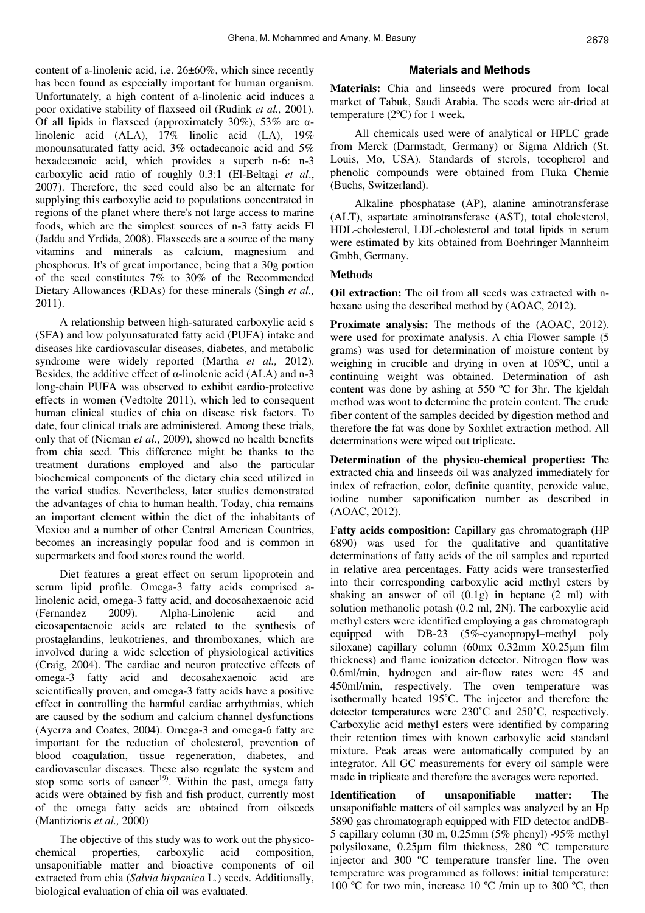content of a-linolenic acid, i.e. 26±60%, which since recently has been found as especially important for human organism. Unfortunately, a high content of a-linolenic acid induces a poor oxidative stability of flaxseed oil (Rudink *et al.,* 2001). Of all lipids in flaxseed (approximately 30%), 53% α-linolenic acid (ALA), 17% linolic acid (LA), 19% monounsaturated fatty acid, 3% octadecanoic acid and 5% hexadecanoic acid, which provides a superb n-6: n-3 carboxylic acid ratio of roughly 0.3:1 (El-Beltagi *et al*., 2007). Therefore, the seed could also be an alternate for supplying this carboxylic acid to populations concentrated in regions of the planet where there's not large access to marine foods, which are the simplest sources of n-3 fatty acids Fl (Jaddu and Yrdida, 2008). Flaxseeds are a source of the many vitamins and minerals as calcium, magnesium and phosphorus. It's of great importance, being that a 30g portion of the seed constitutes 7% to 30% of the Recommended Dietary Allowances (RDAs) for these minerals (Singh *et al.,* 2011).

A relationship between high-saturated carboxylic acid s (SFA) and low polyunsaturated fatty acid (PUFA) intake and diseases like cardiovascular diseases, diabetes, and metabolic syndrome were widely reported (Martha *et al.,* 2012). Besides, the additive effect of α-linolenic acid (ALA) and n-3 long-chain PUFA was observed to exhibit cardio-protective effects in women (Vedtolte 2011), which led to consequent human clinical studies of chia on disease risk factors. To date, four clinical trials are administered. Among these trials, only that of (Nieman *et al*., 2009), showed no health benefits from chia seed. This difference might be thanks to the treatment durations employed and also the particular biochemical components of the dietary chia seed utilized in the varied studies. Nevertheless, later studies demonstrated the advantages of chia to human health. Today, chia remains an important element within the diet of the inhabitants of Mexico and a number of other Central American Countries, becomes an increasingly popular food and is common in supermarkets and food stores round the world.

Diet features a great effect on serum lipoprotein and serum lipid profile. Omega-3 fatty acids comprised a-linolenic acid, omega-3 fatty acid, and docosahexaenoic acid (Fernandez 2009). Alpha-Linolenic acid and eicosapentaenoic acids are related to the synthesis of prostaglandins, leukotrienes, and thromboxanes, which are involved during a wide selection of physiological activities (Craig, 2004). The cardiac and neuron protective effects of omega-3 fatty acid and decosahexaenoic acid are scientifically proven, and omega-3 fatty acids have a positive effect in controlling the harmful cardiac arrhythmias, which are caused by the sodium and calcium channel dysfunctions (Ayerza and Coates, 2004). Omega-3 and omega-6 fatty are important for the reduction of cholesterol, prevention of blood coagulation, tissue regeneration, diabetes, and cardiovascular diseases. These also regulate the system and stop some sorts of cancer[19]. Within the past, omega fatty acids were obtained by fish and fish product, currently most of the omega fatty acids are obtained from oilseeds (Mantziorís *et al.,* 2000).

The objective of this study was to work out the physico-chemical properties, carboxylic acid composition, unsaponifiable matter and bioactive components of oil extracted from chia (*Salvia hispanica* L.) seeds. Additionally, biological evaluation of chia oil was evaluated.

## Materials and Methods

**Materials:** Chia and linseeds were procured from local market of Tabuk, Saudi Arabia. The seeds were air-dried at temperature (2ºC) for 1 week**.**

All chemicals used were of analytical or HPLC grade from Merck (Darmstadt, Germany) or Sigma Aldrich (St. Louis, Mo, USA). Standards of sterols, tocopherol and phenolic compounds were obtained from Fluka Chemie (Buchs, Switzerland).

Alkaline phosphatase (AP), alanine aminotransferase (ALT), aspartate aminotransferase (AST), total cholesterol, HDL-cholesterol, LDL-cholesterol and total lipids in serum were estimated by kits obtained from Boehringer Mannheim Gmbh, Germany.

### Methods

**Oil extraction:** The oil from all seeds was extracted with n-hexane using the described method by (AOAC, 2012).

**Proximate analysis:** The methods of the (AOAC, 2012). were used for proximate analysis. A chia Flower sample (5 grams) was used for determination of moisture content by weighing in crucible and drying in oven at 105ºC, until a continuing weight was obtained. Determination of ash content was done by ashing at 550 ºC for 3hr. The kjeldah method was wont to determine the protein content. The crude fiber content of the samples decided by digestion method and therefore the fat was done by Soxhlet extraction method. All determinations were wiped out triplicate**.**

**Determination of the physico-chemical properties:** The extracted chia and linseeds oil was analyzed immediately for index of refraction, color, definite quantity, peroxide value, iodine number saponification number as described in (AOAC, 2012).

**Fatty acids composition:** Capillary gas chromatograph (HP 6890) was used for the qualitative and quantitative determinations of fatty acids of the oil samples and reported in relative area percentages. Fatty acids were transesterfied into their corresponding carboxylic acid methyl esters by shaking an answer of oil (0.1g) in heptane (2 ml) with solution methanolic potash (0.2 ml, 2N). The carboxylic acid methyl esters were identified employing a gas chromatograph equipped with DB-23 (5%-cyanopropyl–methyl poly siloxane) capillary column (60mx 0.32mm X0.25µm film thickness) and flame ionization detector. Nitrogen flow was 0.6ml/min, hydrogen and air-flow rates were 45 and 450ml/min, respectively. The oven temperature was isothermally heated 195˚C. The injector and therefore the detector temperatures were 230˚C and 250˚C, respectively. Carboxylic acid methyl esters were identified by comparing their retention times with known carboxylic acid standard mixture. Peak areas were automatically computed by an integrator. All GC measurements for every oil sample were made in triplicate and therefore the averages were reported.

**Identification of unsaponifiable matter:** The unsaponifiable matters of oil samples was analyzed by an Hp 5890 gas chromatograph equipped with FID detector andDB-5 capillary column (30 m, 0.25mm (5% phenyl) -95% methyl polysiloxane, 0.25µm film thickness, 280 ºC temperature injector and 300 ºC temperature transfer line. The oven temperature was programmed as follows: initial temperature: 100 ºC for two min, increase 10 ºC /min up to 300 ºC, then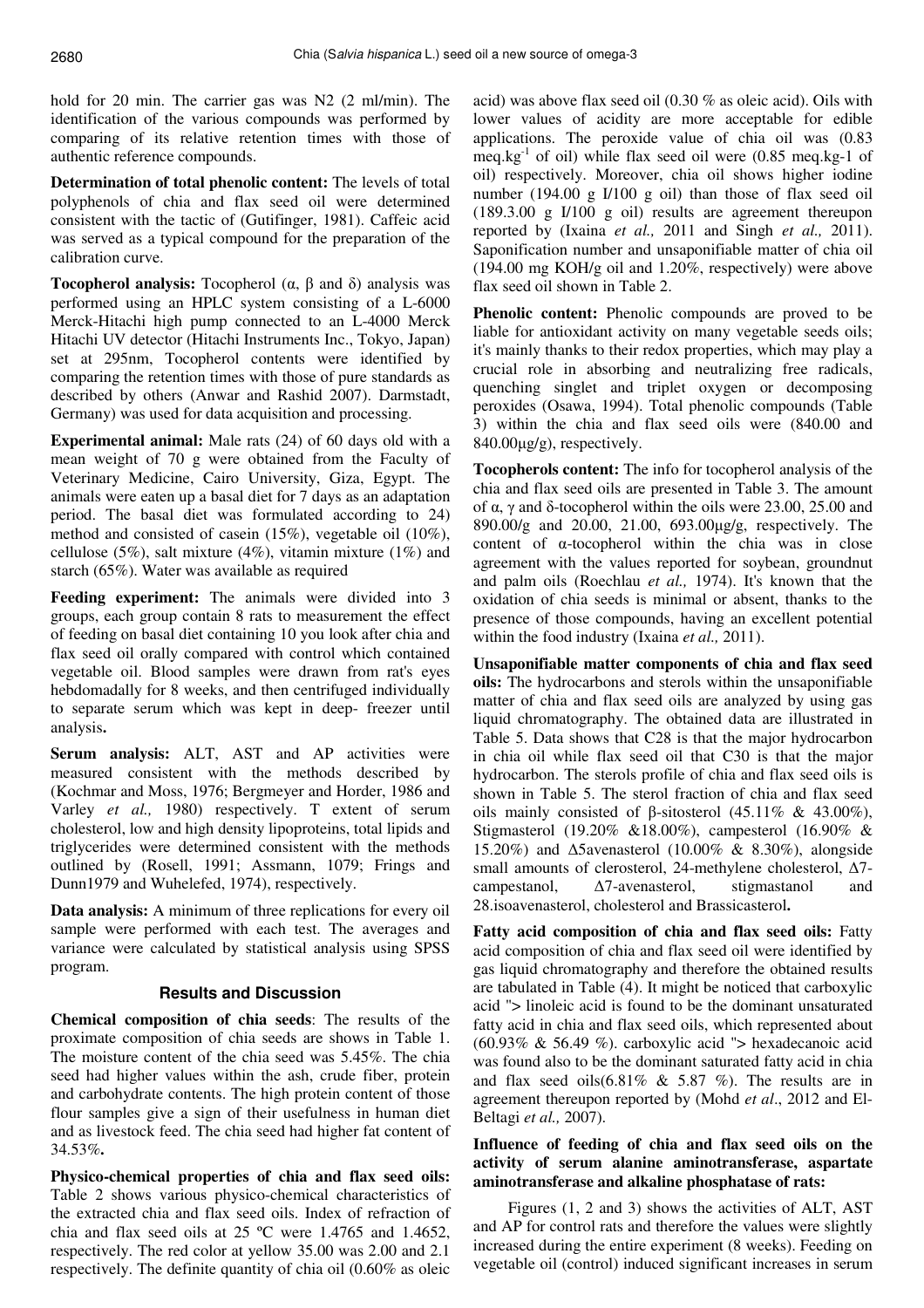hold for 20 min. The carrier gas was N2 (2 ml/min). The identification of the various compounds was performed by comparing of its relative retention times with those of authentic reference compounds.

**Determination of total phenolic content:** The levels of total polyphenols of chia and flax seed oil were determined consistent with the tactic of (Gutifinger, 1981). Caffeic acid was served as a typical compound for the preparation of the calibration curve.

**Tocopherol analysis:** Tocopherol (α, β and δ) analysis was performed using an HPLC system consisting of a L-6000 Merck-Hitachi high pump connected to an L-4000 Merck Hitachi UV detector (Hitachi Instruments Inc., Tokyo, Japan) set at 295nm, Tocopherol contents were identified by comparing the retention times with those of pure standards as described by others (Anwar and Rashid 2007). Darmstadt, Germany) was used for data acquisition and processing.

**Experimental animal:** Male rats (24) of 60 days old with a mean weight of 70 g were obtained from the Faculty of Veterinary Medicine, Cairo University, Giza, Egypt. The animals were eaten up a basal diet for 7 days as an adaptation period. The basal diet was formulated according to 24) method and consisted of casein (15%), vegetable oil (10%), cellulose (5%), salt mixture (4%), vitamin mixture (1%) and starch (65%). Water was available as required

**Feeding experiment:** The animals were divided into 3 groups, each group contain 8 rats to measurement the effect of feeding on basal diet containing 10 you look after chia and flax seed oil orally compared with control which contained vegetable oil. Blood samples were drawn from rat's eyes hebdomadally for 8 weeks, and then centrifuged individually to separate serum which was kept in deep- freezer until analysis**.**

**Serum analysis:** ALT, AST and AP activities were measured consistent with the methods described by (Kochmar and Moss, 1976; Bergmeyer and Horder, 1986 and Varley *et al.,* 1980) respectively. T extent of serum cholesterol, low and high density lipoproteins, total lipids and triglycerides were determined consistent with the methods outlined by (Rosell, 1991; Assmann, 1079; Frings and Dunn1979 and Wuhelefed, 1974), respectively.

**Data analysis:** A minimum of three replications for every oil sample were performed with each test. The averages and variance were calculated by statistical analysis using SPSS program.

## Results and Discussion

**Chemical composition of chia seeds**: The results of the proximate composition of chia seeds are shows in Table 1. The moisture content of the chia seed was 5.45%. The chia seed had higher values within the ash, crude fiber, protein and carbohydrate contents. The high protein content of those flour samples give a sign of their usefulness in human diet and as livestock feed. The chia seed had higher fat content of 34.53%**.**

**Physico-chemical properties of chia and flax seed oils:** Table 2 shows various physico-chemical characteristics of the extracted chia and flax seed oils. Index of refraction of chia and flax seed oils at 25 ºC were 1.4765 and 1.4652, respectively. The red color at yellow 35.00 was 2.00 and 2.1 respectively. The definite quantity of chia oil (0.60% as oleic acid) was above flax seed oil (0.30 % as oleic acid). Oils with lower values of acidity are more acceptable for edible applications. The peroxide value of chia oil was (0.83 meq.kg$^{-1}$ of oil) while flax seed oil were (0.85 meq.kg-1 of oil) respectively. Moreover, chia oil shows higher iodine number (194.00 g I/100 g oil) than those of flax seed oil (189.3.00 g I/100 g oil) results are agreement thereupon reported by (Ixaina *et al.,* 2011 and Singh *et al.,* 2011). Saponification number and unsaponifiable matter of chia oil (194.00 mg KOH/g oil and 1.20%, respectively) were above flax seed oil shown in Table 2.

**Phenolic content:** Phenolic compounds are proved to be liable for antioxidant activity on many vegetable seeds oils; it's mainly thanks to their redox properties, which may play a crucial role in absorbing and neutralizing free radicals, quenching singlet and triplet oxygen or decomposing peroxides (Osawa, 1994). Total phenolic compounds (Table 3) within the chia and flax seed oils were (840.00 and 840.00µg/g), respectively.

**Tocopherols content:** The info for tocopherol analysis of the chia and flax seed oils are presented in Table 3. The amount of α, γ and δ-tocopherol within the oils were 23.00, 25.00 and 890.00/g and 20.00, 21.00, 693.00µg/g, respectively. The content of α-tocopherol within the chia was in close agreement with the values reported for soybean, groundnut and palm oils (Roechlau *et al.,* 1974). It's known that the oxidation of chia seeds is minimal or absent, thanks to the presence of those compounds, having an excellent potential within the food industry (Ixaina *et al.,* 2011).

**Unsaponifiable matter components of chia and flax seed oils:** The hydrocarbons and sterols within the unsaponifiable matter of chia and flax seed oils are analyzed by using gas liquid chromatography. The obtained data are illustrated in Table 5. Data shows that C28 is that the major hydrocarbon in chia oil while flax seed oil that C30 is that the major hydrocarbon. The sterols profile of chia and flax seed oils is shown in Table 5. The sterol fraction of chia and flax seed oils mainly consisted of β-sitosterol (45.11% & 43.00%), Stigmasterol (19.20% &18.00%), campesterol (16.90% & 15.20%) and Δ5avenasterol (10.00% & 8.30%), alongside small amounts of clerosterol, 24-methylene cholesterol, Δ7-campestanol, Δ7-avenasterol, stigmastanol and 28.isoavenasterol, cholesterol and Brassicasterol**.**

**Fatty acid composition of chia and flax seed oils:** Fatty acid composition of chia and flax seed oil were identified by gas liquid chromatography and therefore the obtained results are tabulated in Table (4). It might be noticed that carboxylic acid "> linoleic acid is found to be the dominant unsaturated fatty acid in chia and flax seed oils, which represented about (60.93% & 56.49 %). carboxylic acid "> hexadecanoic acid was found also to be the dominant saturated fatty acid in chia and flax seed oils(6.81% & 5.87 %). The results are in agreement thereupon reported by (Mohd *et al*., 2012 and El-Beltagi *et al.,* 2007).

**Influence of feeding of chia and flax seed oils on the activity of serum alanine aminotransferase, aspartate aminotransferase and alkaline phosphatase of rats:**

Figures (1, 2 and 3) shows the activities of ALT, AST and AP for control rats and therefore the values were slightly increased during the entire experiment (8 weeks). Feeding on vegetable oil (control) induced significant increases in serum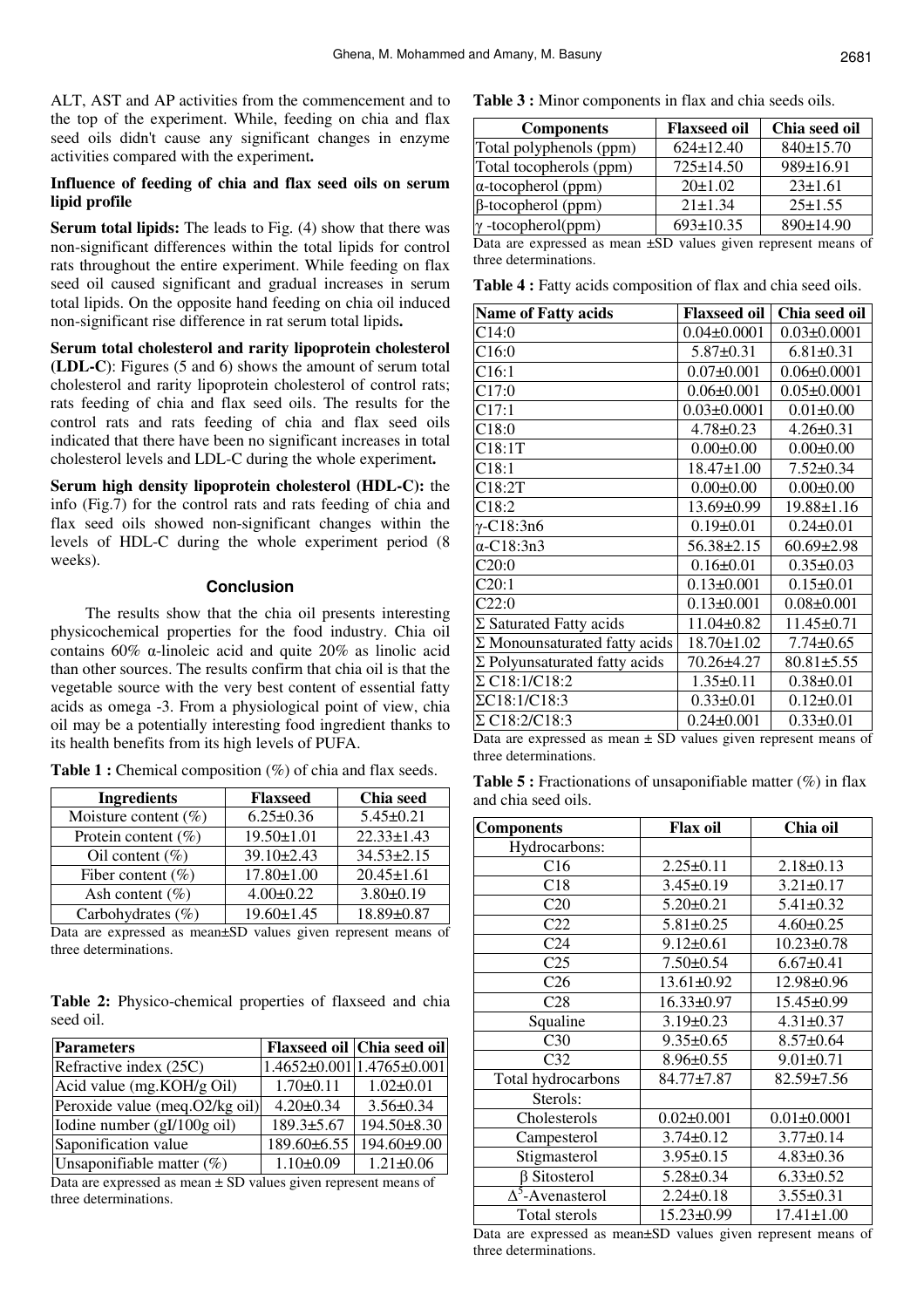ALT, AST and AP activities from the commencement and to the top of the experiment. While, feeding on chia and flax seed oils didn't cause any significant changes in enzyme activities compared with the experiment**.**

**Influence of feeding of chia and flax seed oils on serum lipid profile**

**Serum total lipids:** The leads to Fig. (4) show that there was non-significant differences within the total lipids for control rats throughout the entire experiment. While feeding on flax seed oil caused significant and gradual increases in serum total lipids. On the opposite hand feeding on chia oil induced non-significant rise difference in rat serum total lipids**.**

**Serum total cholesterol and rarity lipoprotein cholesterol (LDL-C)**: Figures (5 and 6) shows the amount of serum total cholesterol and rarity lipoprotein cholesterol of control rats; rats feeding of chia and flax seed oils. The results for the control rats and rats feeding of chia and flax seed oils indicated that there have been no significant increases in total cholesterol levels and LDL-C during the whole experiment**.**

**Serum high density lipoprotein cholesterol (HDL-C):** the info (Fig.7) for the control rats and rats feeding of chia and flax seed oils showed non-significant changes within the levels of HDL-C during the whole experiment period (8 weeks).

## Conclusion

The results show that the chia oil presents interesting physicochemical properties for the food industry. Chia oil contains 60% α-linoleic acid and quite 20% as linolic acid than other sources. The results confirm that chia oil is that the vegetable source with the very best content of essential fatty acids as omega -3. From a physiological point of view, chia oil may be a potentially interesting food ingredient thanks to its health benefits from its high levels of PUFA.

**Table 1 :** Chemical composition (%) of chia and flax seeds.

| Ingredients | Flaxseed | Chia seed |
|---|---|---|
| Moisture content (%) | 6.25±0.36 | 5.45±0.21 |
| Protein content (%) | 19.50±1.01 | 22.33±1.43 |
| Oil content (%) | 39.10±2.43 | 34.53±2.15 |
| Fiber content (%) | 17.80±1.00 | 20.45±1.61 |
| Ash content (%) | 4.00±0.22 | 3.80±0.19 |
| Carbohydrates (%) | 19.60±1.45 | 18.89±0.87 |

Data are expressed as mean±SD values given represent means of three determinations.

**Table 2:** Physico-chemical properties of flaxseed and chia seed oil.

| Parameters | Flaxseed oil | Chia seed oil |
|---|---|---|
| Refractive index (25C) | 1.4652±0.001 | 1.4765±0.001 |
| Acid value (mg.KOH/g Oil) | 1.70±0.11 | 1.02±0.01 |
| Peroxide value (meq.O2/kg oil) | 4.20±0.34 | 3.56±0.34 |
| Iodine number (gI/100g oil) | 189.3±5.67 | 194.50±8.30 |
| Saponification value | 189.60±6.55 | 194.60±9.00 |
| Unsaponifiable matter (%) | 1.10±0.09 | 1.21±0.06 |

Data are expressed as mean ± SD values given represent means of three determinations.

**Table 3 :** Minor components in flax and chia seeds oils.

| Components | Flaxseed oil | Chia seed oil |
|---|---|---|
| Total polyphenols (ppm) | 624±12.40 | 840±15.70 |
| Total tocopherols (ppm) | 725±14.50 | 989±16.91 |
| α-tocopherol (ppm) | 20±1.02 | 23±1.61 |
| β-tocopherol (ppm) | 21±1.34 | 25±1.55 |
| γ -tocopherol(ppm) | 693±10.35 | 890±14.90 |

Data are expressed as mean ±SD values given represent means of three determinations.

**Table 4 :** Fatty acids composition of flax and chia seed oils.

| Name of Fatty acids | Flaxseed oil | Chia seed oil |
|---|---|---|
| C14:0 | 0.04±0.0001 | 0.03±0.0001 |
| C16:0 | 5.87±0.31 | 6.81±0.31 |
| C16:1 | 0.07±0.001 | 0.06±0.0001 |
| C17:0 | 0.06±0.001 | 0.05±0.0001 |
| C17:1 | 0.03±0.0001 | 0.01±0.00 |
| C18:0 | 4.78±0.23 | 4.26±0.31 |
| C18:1T | 0.00±0.00 | 0.00±0.00 |
| C18:1 | 18.47±1.00 | 7.52±0.34 |
| C18:2T | 0.00±0.00 | 0.00±0.00 |
| C18:2 | 13.69±0.99 | 19.88±1.16 |
| γ-C18:3n6 | 0.19±0.01 | 0.24±0.01 |
| α-C18:3n3 | 56.38±2.15 | 60.69±2.98 |
| C20:0 | 0.16±0.01 | 0.35±0.03 |
| C20:1 | 0.13±0.001 | 0.15±0.01 |
| C22:0 | 0.13±0.001 | 0.08±0.001 |
| Σ Saturated Fatty acids | 11.04±0.82 | 11.45±0.71 |
| Σ Monounsaturated fatty acids | 18.70±1.02 | 7.74±0.65 |
| Σ Polyunsaturated fatty acids | 70.26±4.27 | 80.81±5.55 |
| Σ C18:1/C18:2 | 1.35±0.11 | 0.38±0.01 |
| ΣC18:1/C18:3 | 0.33±0.01 | 0.12±0.01 |
| Σ C18:2/C18:3 | 0.24±0.001 | 0.33±0.01 |

Data are expressed as mean ± SD values given represent means of three determinations.

**Table 5 :** Fractionations of unsaponifiable matter (%) in flax and chia seed oils.

| Components | Flax oil | Chia oil |
|---|---|---|
| Hydrocarbons: | | |
| C16 | 2.25±0.11 | 2.18±0.13 |
| C18 | 3.45±0.19 | 3.21±0.17 |
| C20 | 5.20±0.21 | 5.41±0.32 |
| C22 | 5.81±0.25 | 4.60±0.25 |
| C24 | 9.12±0.61 | 10.23±0.78 |
| C25 | 7.50±0.54 | 6.67±0.41 |
| C26 | 13.61±0.92 | 12.98±0.96 |
| C28 | 16.33±0.97 | 15.45±0.99 |
| Squaline | 3.19±0.23 | 4.31±0.37 |
| C30 | 9.35±0.65 | 8.57±0.64 |
| C32 | 8.96±0.55 | 9.01±0.71 |
| Total hydrocarbons | 84.77±7.87 | 82.59±7.56 |
| Sterols: | | |
| Cholesterols | 0.02±0.001 | 0.01±0.0001 |
| Campesterol | 3.74±0.12 | 3.77±0.14 |
| Stigmasterol | 3.95±0.15 | 4.83±0.36 |
| β Sitosterol | 5.28±0.34 | 6.33±0.52 |
| $\Delta^5$-Avenasterol | 2.24±0.18 | 3.55±0.31 |
| Total sterols | 15.23±0.99 | 17.41±1.00 |

Data are expressed as mean±SD values given represent means of three determinations.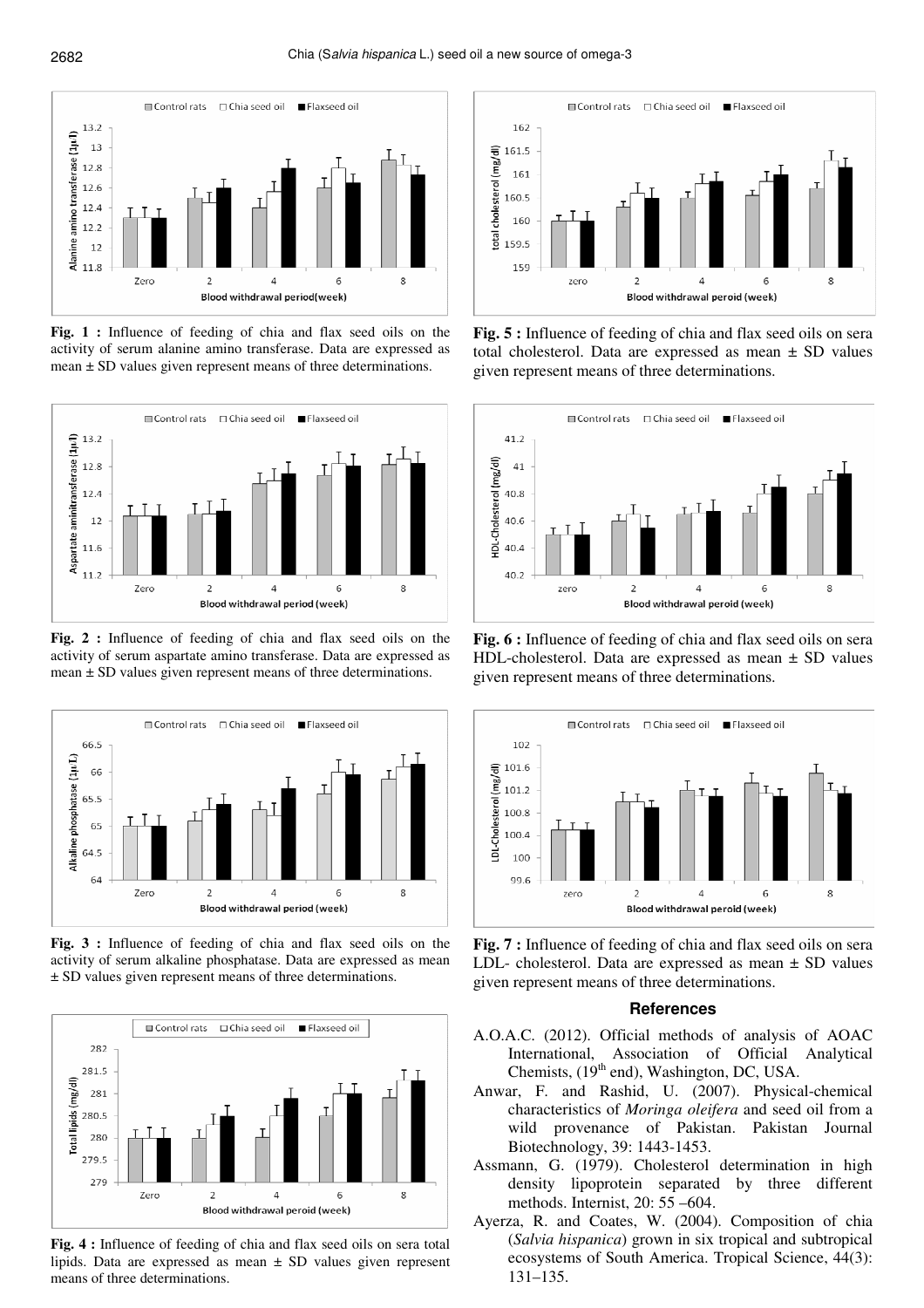**Fig. 1 :** Influence of feeding of chia and flax seed oils on the activity of serum alanine amino transferase. Data are expressed as mean ± SD values given represent means of three determinations.

**Fig. 2 :** Influence of feeding of chia and flax seed oils on the activity of serum aspartate amino transferase. Data are expressed as mean ± SD values given represent means of three determinations.

**Fig. 3 :** Influence of feeding of chia and flax seed oils on the activity of serum alkaline phosphatase. Data are expressed as mean ± SD values given represent means of three determinations.

**Fig. 4 :** Influence of feeding of chia and flax seed oils on sera total lipids. Data are expressed as mean ± SD values given represent means of three determinations.

**Fig. 5 :** Influence of feeding of chia and flax seed oils on sera total cholesterol. Data are expressed as mean ± SD values given represent means of three determinations.

**Fig. 6 :** Influence of feeding of chia and flax seed oils on sera HDL-cholesterol. Data are expressed as mean ± SD values given represent means of three determinations.

**Fig. 7 :** Influence of feeding of chia and flax seed oils on sera LDL- cholesterol. Data are expressed as mean ± SD values given represent means of three determinations.

## References

A.O.A.C. (2012). Official methods of analysis of AOAC International, Association of Official Analytical Chemists, (19th end), Washington, DC, USA.

Anwar, F. and Rashid, U. (2007). Physical-chemical characteristics of *Moringa oleifera* and seed oil from a wild provenance of Pakistan. Pakistan Journal Biotechnology, 39: 1443-1453.

Assmann, G. (1979). Cholesterol determination in high density lipoprotein separated by three different methods. Internist, 20: 55 –604.

Ayerza, R. and Coates, W. (2004). Composition of chia (*Salvia hispanica*) grown in six tropical and subtropical ecosystems of South America. Tropical Science, 44(3): 131–135.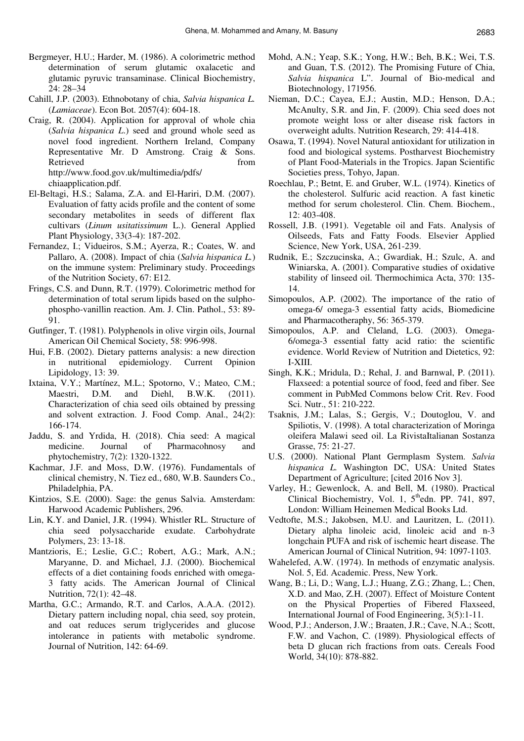Bergmeyer, H.U.; Harder, M. (1986). A colorimetric method determination of serum glutamic oxalacetic and glutamic pyruvic transaminase. Clinical Biochemistry, 24: 28–34

Cahill, J.P. (2003). Ethnobotany of chia, *Salvia hispanica L.* (*Lamiaceae*). Econ Bot. 2057(4): 604-18.

Craig, R. (2004). Application for approval of whole chia (*Salvia hispanica L.*) seed and ground whole seed as novel food ingredient. Northern Ireland, Company Representative Mr. D Amstrong. Craig & Sons. Retrieved from http://www.food.gov.uk/multimedia/pdfs/ chiaapplication.pdf.

El-Beltagi, H.S.; Salama, Z.A. and El-Hariri, D.M. (2007). Evaluation of fatty acids profile and the content of some secondary metabolites in seeds of different flax cultivars (*Linum usitatissimum* L.). General Applied Plant Physiology, 33(3-4): 187-202.

Fernandez, I.; Vidueiros, S.M.; Ayerza, R.; Coates, W. and Pallaro, A. (2008). Impact of chia (*Salvia hispanica L.*) on the immune system: Preliminary study. Proceedings of the Nutrition Society, 67: E12.

Frings, C.S. and Dunn, R.T. (1979). Colorimetric method for determination of total serum lipids based on the sulpho-phospho-vanillin reaction. Am. J. Clin. Pathol., 53: 89-91.

Gutfinger, T. (1981). Polyphenols in olive virgin oils, Journal American Oil Chemical Society, 58: 996-998.

Hui, F.B. (2002). Dietary patterns analysis: a new direction in nutritional epidemiology. Current Opinion Lipidology, 13: 39.

Ixtaina, V.Y.; Martínez, M.L.; Spotorno, V.; Mateo, C.M.; Maestri, D.M. and Diehl, B.W.K. (2011). Characterization of chia seed oils obtained by pressing and solvent extraction. J. Food Comp. Anal., 24(2): 166-174.

Jaddu, S. and Yrdida, H. (2018). Chia seed: A magical medicine. Journal of Pharmacohnosy and phytochemistry, 7(2): 1320-1322.

Kachmar, J.F. and Moss, D.W. (1976). Fundamentals of clinical chemistry, N. Tiez ed., 680, W.B. Saunders Co., Philadelphia, PA.

Kintzios, S.E. (2000). Sage: the genus Salvia. Amsterdam: Harwood Academic Publishers, 296.

Lin, K.Y. and Daniel, J.R. (1994). Whistler RL. Structure of chia seed polysaccharide exudate. Carbohydrate Polymers, 23: 13-18.

Mantzioris, E.; Leslie, G.C.; Robert, A.G.; Mark, A.N.; Maryanne, D. and Michael, J.J. (2000). Biochemical effects of a diet containing foods enriched with omega-3 fatty acids. The American Journal of Clinical Nutrition, 72(1): 42–48.

Martha, G.C.; Armando, R.T. and Carlos, A.A.A. (2012). Dietary pattern including nopal, chia seed, soy protein, and oat reduces serum triglycerides and glucose intolerance in patients with metabolic syndrome. Journal of Nutrition, 142: 64-69.

Mohd, A.N.; Yeap, S.K.; Yong, H.W.; Beh, B.K.; Wei, T.S. and Guan, T.S. (2012). The Promising Future of Chia, *Salvia hispanica* L". Journal of Bio-medical and Biotechnology, 171956.

Nieman, D.C.; Cayea, E.J.; Austin, M.D.; Henson, D.A.; McAnulty, S.R. and Jin, F. (2009). Chia seed does not promote weight loss or alter disease risk factors in overweight adults. Nutrition Research, 29: 414-418.

Osawa, T. (1994). Novel Natural antioxidant for utilization in food and biological systems. Postharvest Biochemistry of Plant Food-Materials in the Tropics. Japan Scientific Societies press, Tohyo, Japan.

Roechlau, P.; Betnt, E. and Gruber, W.L. (1974). Kinetics of the cholesterol. Sulfuric acid reaction. A fast kinetic method for serum cholesterol. Clin. Chem. Biochem., 12: 403-408.

Rossell, J.B. (1991). Vegetable oil and Fats. Analysis of Oilseeds, Fats and Fatty Foods. Elsevier Applied Science, New York, USA, 261-239.

Rudnik, E.; Szczucinska, A.; Gwardiak, H.; Szulc, A. and Winiarska, A. (2001). Comparative studies of oxidative stability of linseed oil. Thermochimica Acta, 370: 135-14.

Simopoulos, A.P. (2002). The importance of the ratio of omega-6/ omega-3 essential fatty acids, Biomedicine and Pharmacotheraphy, 56: 365-379.

Simopoulos, A.P. and Cleland, L.G. (2003). Omega-6/omega-3 essential fatty acid ratio: the scientific evidence. World Review of Nutrition and Dietetics, 92: I-XIII.

Singh, K.K.; Mridula, D.; Rehal, J. and Barnwal, P. (2011). Flaxseed: a potential source of food, feed and fiber. See comment in PubMed Commons below Crit. Rev. Food Sci. Nutr., 51: 210-222.

Tsaknis, J.M.; Lalas, S.; Gergis, V.; Doutoglou, V. and Spiliotis, V. (1998). A total characterization of Moringa oleifera Malawi seed oil. La RivistaItalianan Sostanza Grasse, 75: 21-27.

U.S. (2000). National Plant Germplasm System. *Salvia hispanica L.* Washington DC, USA: United States Department of Agriculture; [cited 2016 Nov 3].

Varley, H.; Gewenlock, A. and Bell, M. (1980). Practical Clinical Biochemistry, Vol. 1, 5th edn. PP. 741, 897, London: William Heinemen Medical Books Ltd.

Vedtofte, M.S.; Jakobsen, M.U. and Lauritzen, L. (2011). Dietary alpha linoleic acid, linoleic acid and n-3 longchain PUFA and risk of ischemic heart disease. The American Journal of Clinical Nutrition, 94: 1097-1103.

Wahelefed, A.W. (1974). In methods of enzymatic analysis. Nol. 5, Ed. Academic. Press, New York.

Wang, B.; Li, D.; Wang, L.J.; Huang, Z.G.; Zhang, L.; Chen, X.D. and Mao, Z.H. (2007). Effect of Moisture Content on the Physical Properties of Fibered Flaxseed, International Journal of Food Engineering, 3(5):1-11.

Wood, P.J.; Anderson, J.W.; Braaten, J.R.; Cave, N.A.; Scott, F.W. and Vachon, C. (1989). Physiological effects of beta D glucan rich fractions from oats. Cereals Food World, 34(10): 878-882.